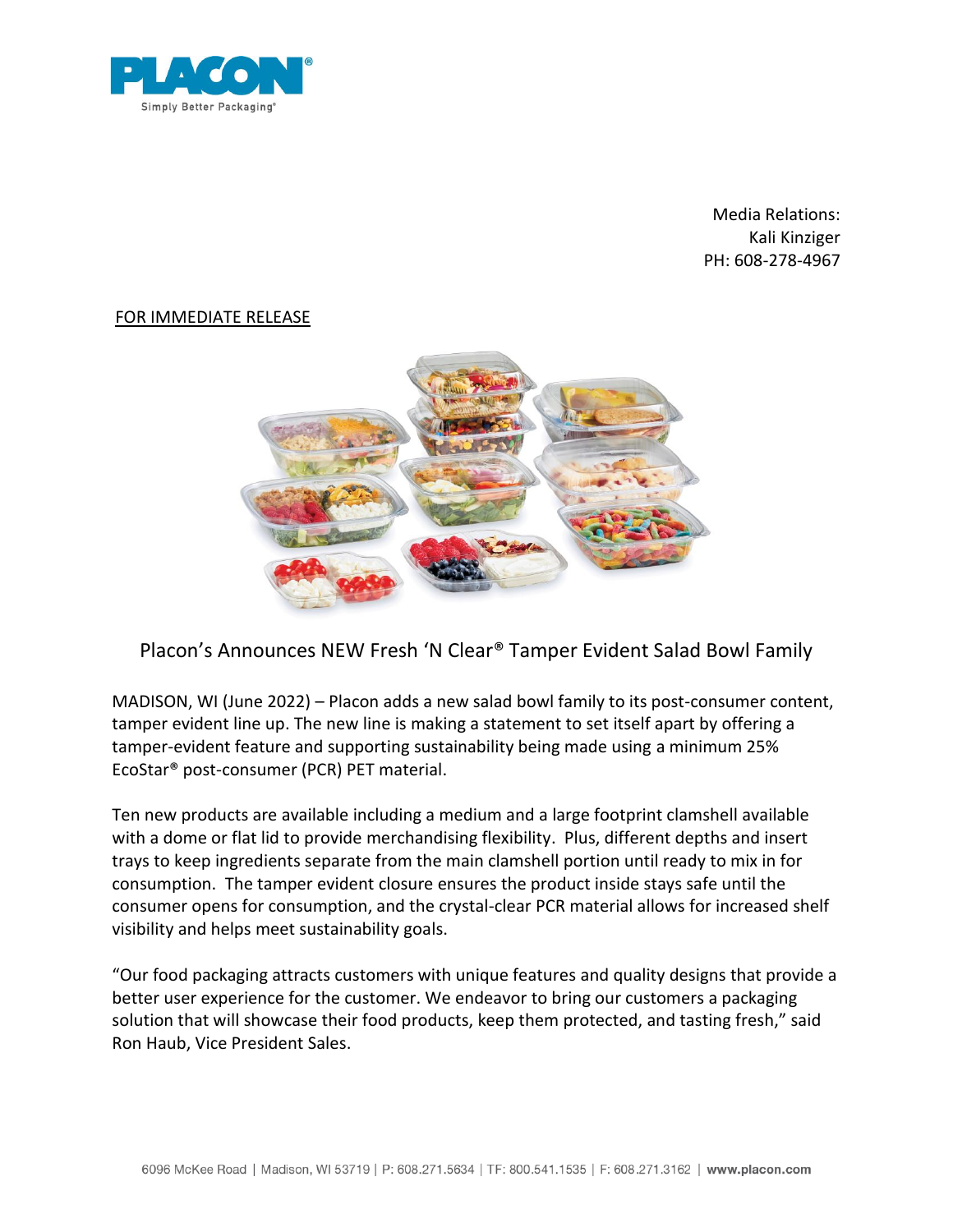PLACON®
Simply Better Packaging®

Media Relations:
Kali Kinziger
PH: 608-278-4967

FOR IMMEDIATE RELEASE

## Placon's Announces NEW Fresh 'N Clear® Tamper Evident Salad Bowl Family

MADISON, WI (June 2022) – Placon adds a new salad bowl family to its post-consumer content, tamper evident line up. The new line is making a statement to set itself apart by offering a tamper-evident feature and supporting sustainability being made using a minimum 25% EcoStar® post-consumer (PCR) PET material.

Ten new products are available including a medium and a large footprint clamshell available with a dome or flat lid to provide merchandising flexibility. Plus, different depths and insert trays to keep ingredients separate from the main clamshell portion until ready to mix in for consumption. The tamper evident closure ensures the product inside stays safe until the consumer opens for consumption, and the crystal-clear PCR material allows for increased shelf visibility and helps meet sustainability goals.

"Our food packaging attracts customers with unique features and quality designs that provide a better user experience for the customer. We endeavor to bring our customers a packaging solution that will showcase their food products, keep them protected, and tasting fresh," said Ron Haub, Vice President Sales.

6096 McKee Road | Madison, WI 53719 | P: 608.271.5634 | TF: 800.541.1535 | F: 608.271.3162 | **www.placon.com**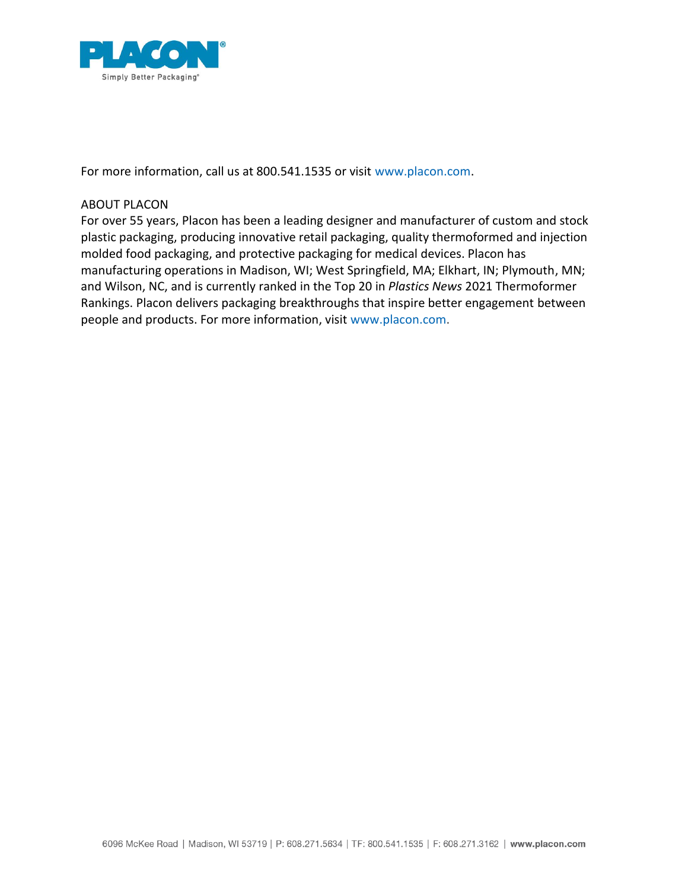For more information, call us at 800.541.1535 or visit www.placon.com.

ABOUT PLACON

For over 55 years, Placon has been a leading designer and manufacturer of custom and stock plastic packaging, producing innovative retail packaging, quality thermoformed and injection molded food packaging, and protective packaging for medical devices. Placon has manufacturing operations in Madison, WI; West Springfield, MA; Elkhart, IN; Plymouth, MN; and Wilson, NC, and is currently ranked in the Top 20 in *Plastics News* 2021 Thermoformer Rankings. Placon delivers packaging breakthroughs that inspire better engagement between people and products. For more information, visit www.placon.com.